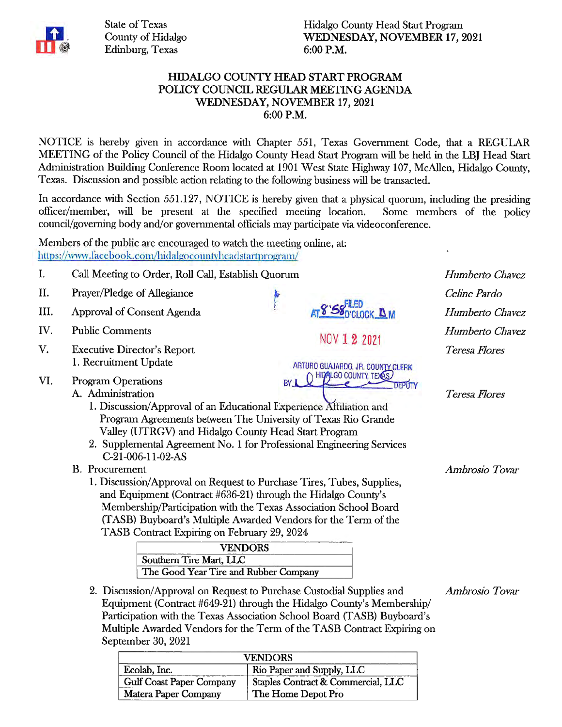State of Texas
County of Hidalgo
Edinburg, Texas

Hidalgo County Head Start Program
**WEDNESDAY, NOVEMBER 17, 2021**
**6:00 P.M.**

# HIDALGO COUNTY HEAD START PROGRAM
## POLICY COUNCIL REGULAR MEETING AGENDA
## WEDNESDAY, NOVEMBER 17, 2021
## 6:00 P.M.

NOTICE is hereby given in accordance with Chapter 551, Texas Government Code, that a REGULAR MEETING of the Policy Council of the Hidalgo County Head Start Program will be held in the LBJ Head Start Administration Building Conference Room located at 1901 West State Highway 107, McAllen, Hidalgo County, Texas. Discussion and possible action relating to the following business will be transacted.

In accordance with Section 551.127, NOTICE is hereby given that a physical quorum, including the presiding officer/member, will be present at the specified meeting location. Some members of the policy council/governing body and/or governmental officials may participate via videoconference.

Members of the public are encouraged to watch the meeting online, at: https://www.facebook.com/hidalgocountyheadstartprogram/

FILED AT 8:58 O'CLOCK A M
NOV 12 2021
ARTURO GUAJARDO, JR. COUNTY CLERK
HIDALGO COUNTY, TEXAS
BY ______ DEPUTY

I. Call Meeting to Order, Roll Call, Establish Quorum — *Humberto Chavez*

II. Prayer/Pledge of Allegiance — *Celine Pardo*

III. Approval of Consent Agenda — *Humberto Chavez*

IV. Public Comments — *Humberto Chavez*

V. Executive Director's Report — *Teresa Flores*
   1. Recruitment Update

VI. Program Operations
   A. Administration — *Teresa Flores*
      1. Discussion/Approval of an Educational Experience Affiliation and Program Agreements between The University of Texas Rio Grande Valley (UTRGV) and Hidalgo County Head Start Program
      2. Supplemental Agreement No. 1 for Professional Engineering Services C-21-006-11-02-AS
   B. Procurement — *Ambrosio Tovar*
      1. Discussion/Approval on Request to Purchase Tires, Tubes, Supplies, and Equipment (Contract #636-21) through the Hidalgo County's Membership/Participation with the Texas Association School Board (TASB) Buyboard's Multiple Awarded Vendors for the Term of the TASB Contract Expiring on February 29, 2024

| VENDORS |
|---|
| Southern Tire Mart, LLC |
| The Good Year Tire and Rubber Company |

      2. Discussion/Approval on Request to Purchase Custodial Supplies and Equipment (Contract #649-21) through the Hidalgo County's Membership/Participation with the Texas Association School Board (TASB) Buyboard's Multiple Awarded Vendors for the Term of the TASB Contract Expiring on September 30, 2021 — *Ambrosio Tovar*

| VENDORS | |
|---|---|
| Ecolab, Inc. | Rio Paper and Supply, LLC |
| Gulf Coast Paper Company | Staples Contract & Commercial, LLC |
| Matera Paper Company | The Home Depot Pro |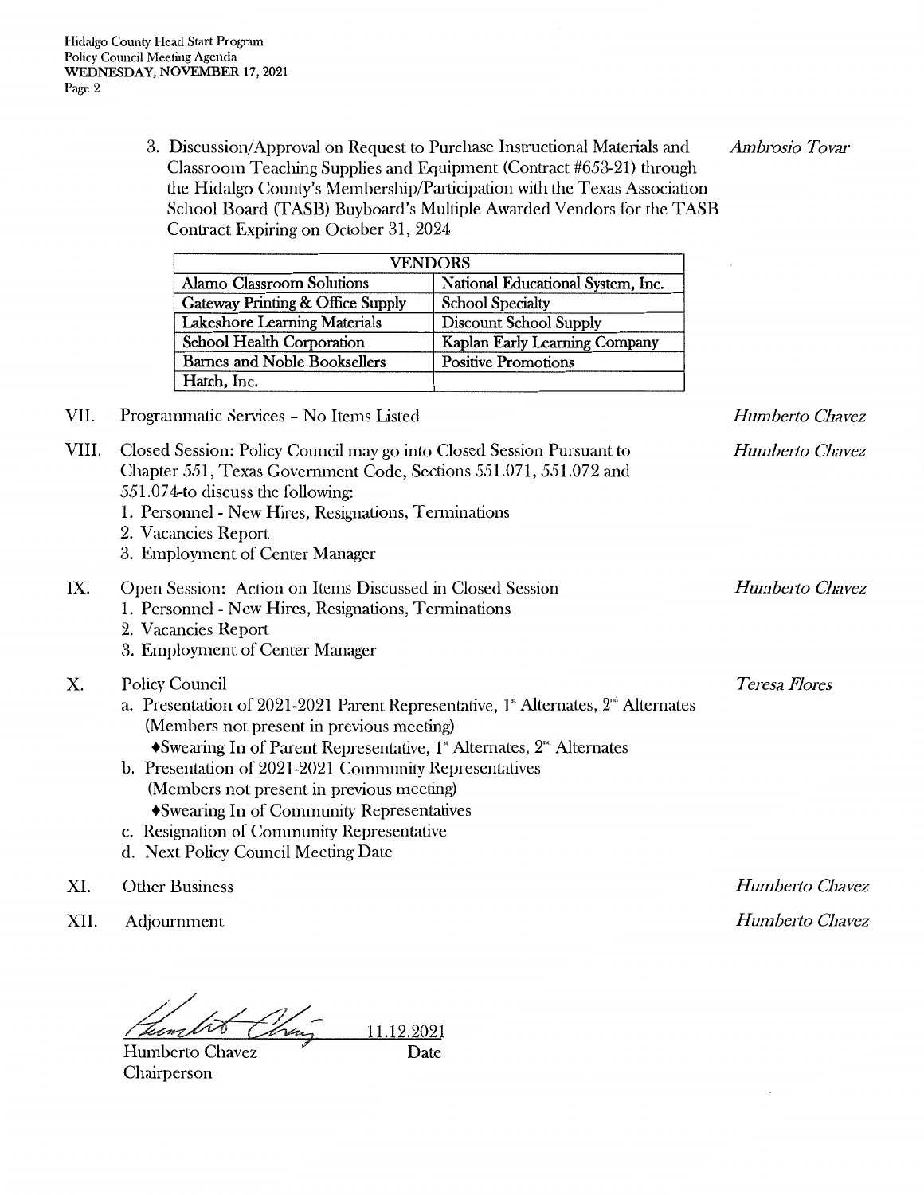3. Discussion/Approval on Request to Purchase Instructional Materials and Classroom Teaching Supplies and Equipment (Contract #653-21) through the Hidalgo County's Membership/Participation with the Texas Association School Board (TASB) Buyboard's Multiple Awarded Vendors for the TASB Contract Expiring on October 31, 2024 — *Ambrosio Tovar*

| VENDORS | |
|---|---|
| Alamo Classroom Solutions | National Educational System, Inc. |
| Gateway Printing & Office Supply | School Specialty |
| Lakeshore Learning Materials | Discount School Supply |
| School Health Corporation | Kaplan Early Learning Company |
| Barnes and Noble Booksellers | Positive Promotions |
| Hatch, Inc. | |

VII. Programmatic Services – No Items Listed — *Humberto Chavez*

VIII. Closed Session: Policy Council may go into Closed Session Pursuant to Chapter 551, Texas Government Code, Sections 551.071, 551.072 and 551.074-to discuss the following: — *Humberto Chavez*

1. Personnel - New Hires, Resignations, Terminations
2. Vacancies Report
3. Employment of Center Manager

IX. Open Session: Action on Items Discussed in Closed Session — *Humberto Chavez*

1. Personnel - New Hires, Resignations, Terminations
2. Vacancies Report
3. Employment of Center Manager

X. Policy Council — *Teresa Flores*

a. Presentation of 2021-2021 Parent Representative, 1st Alternates, 2nd Alternates (Members not present in previous meeting)
   ♦Swearing In of Parent Representative, 1st Alternates, 2nd Alternates
b. Presentation of 2021-2021 Community Representatives (Members not present in previous meeting)
   ♦Swearing In of Community Representatives
c. Resignation of Community Representative
d. Next Policy Council Meeting Date

XI. Other Business — *Humberto Chavez*

XII. Adjournment — *Humberto Chavez*

Humberto Chavez — 11.12.2021
Chairperson — Date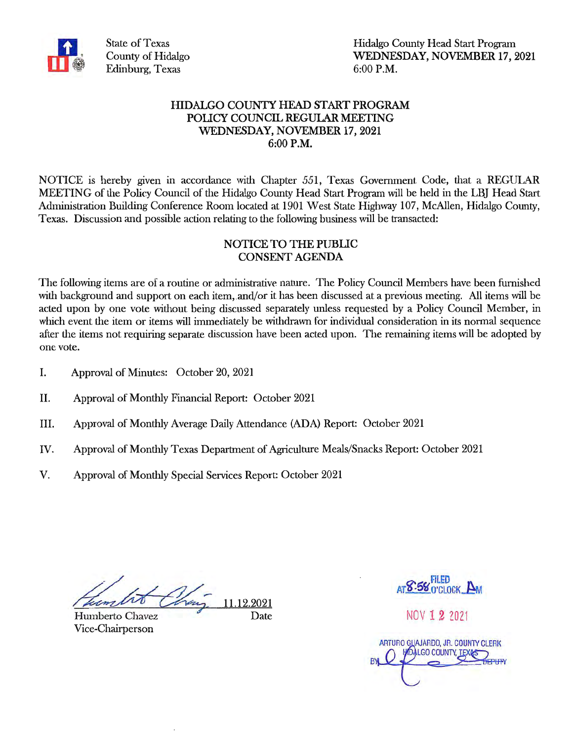State of Texas
County of Hidalgo
Edinburg, Texas

Hidalgo County Head Start Program
WEDNESDAY, NOVEMBER 17, 2021
6:00 P.M.

## HIDALGO COUNTY HEAD START PROGRAM
## POLICY COUNCIL REGULAR MEETING
## WEDNESDAY, NOVEMBER 17, 2021
## 6:00 P.M.

NOTICE is hereby given in accordance with Chapter 551, Texas Government Code, that a REGULAR MEETING of the Policy Council of the Hidalgo County Head Start Program will be held in the LBJ Head Start Administration Building Conference Room located at 1901 West State Highway 107, McAllen, Hidalgo County, Texas. Discussion and possible action relating to the following business will be transacted:

### NOTICE TO THE PUBLIC
### CONSENT AGENDA

The following items are of a routine or administrative nature. The Policy Council Members have been furnished with background and support on each item, and/or it has been discussed at a previous meeting. All items will be acted upon by one vote without being discussed separately unless requested by a Policy Council Member, in which event the item or items will immediately be withdrawn for individual consideration in its normal sequence after the items not requiring separate discussion have been acted upon. The remaining items will be adopted by one vote.

I. Approval of Minutes: October 20, 2021

II. Approval of Monthly Financial Report: October 2021

III. Approval of Monthly Average Daily Attendance (ADA) Report: October 2021

IV. Approval of Monthly Texas Department of Agriculture Meals/Snacks Report: October 2021

V. Approval of Monthly Special Services Report: October 2021

Humberto Chavez 11.12.2021
Vice-Chairperson Date

FILED AT 8:58 O'CLOCK AM
NOV 12 2021
ARTURO GUAJARDO, JR. COUNTY CLERK
HIDALGO COUNTY, TEXAS
BY _______ DEPUTY